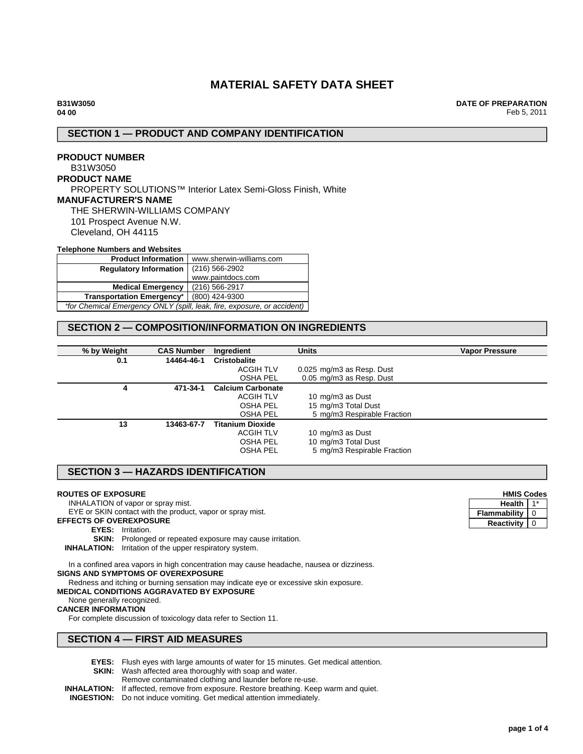# MATERIAL SAFETY DATA SHEET

**B31W3050**
**04 00**

**DATE OF PREPARATION**
Feb 5, 2011

## SECTION 1 — PRODUCT AND COMPANY IDENTIFICATION

**PRODUCT NUMBER**
B31W3050

**PRODUCT NAME**
PROPERTY SOLUTIONS™ Interior Latex Semi-Gloss Finish, White

**MANUFACTURER'S NAME**
THE SHERWIN-WILLIAMS COMPANY
101 Prospect Avenue N.W.
Cleveland, OH 44115

**Telephone Numbers and Websites**

| | |
|---|---|
| **Product Information** | www.sherwin-williams.com |
| **Regulatory Information** | (216) 566-2902<br>www.paintdocs.com |
| **Medical Emergency** | (216) 566-2917 |
| **Transportation Emergency*** | (800) 424-9300 |

*\*for Chemical Emergency ONLY (spill, leak, fire, exposure, or accident)*

## SECTION 2 — COMPOSITION/INFORMATION ON INGREDIENTS

| % by Weight | CAS Number | Ingredient | Units | Vapor Pressure |
|---|---|---|---|---|
| **0.1** | **14464-46-1** | **Cristobalite** | | |
| | | ACGIH TLV | 0.025 mg/m3 as Resp. Dust | |
| | | OSHA PEL | 0.05 mg/m3 as Resp. Dust | |
| **4** | **471-34-1** | **Calcium Carbonate** | | |
| | | ACGIH TLV | 10 mg/m3 as Dust | |
| | | OSHA PEL | 15 mg/m3 Total Dust | |
| | | OSHA PEL | 5 mg/m3 Respirable Fraction | |
| **13** | **13463-67-7** | **Titanium Dioxide** | | |
| | | ACGIH TLV | 10 mg/m3 as Dust | |
| | | OSHA PEL | 10 mg/m3 Total Dust | |
| | | OSHA PEL | 5 mg/m3 Respirable Fraction | |

## SECTION 3 — HAZARDS IDENTIFICATION

**HMIS Codes**

| | |
|---|---|
| **Health** | 1* |
| **Flammability** | 0 |
| **Reactivity** | 0 |

**ROUTES OF EXPOSURE**
INHALATION of vapor or spray mist.
EYE or SKIN contact with the product, vapor or spray mist.

**EFFECTS OF OVEREXPOSURE**
**EYES:** Irritation.
**SKIN:** Prolonged or repeated exposure may cause irritation.
**INHALATION:** Irritation of the upper respiratory system.

In a confined area vapors in high concentration may cause headache, nausea or dizziness.

**SIGNS AND SYMPTOMS OF OVEREXPOSURE**
Redness and itching or burning sensation may indicate eye or excessive skin exposure.

**MEDICAL CONDITIONS AGGRAVATED BY EXPOSURE**
None generally recognized.

**CANCER INFORMATION**
For complete discussion of toxicology data refer to Section 11.

## SECTION 4 — FIRST AID MEASURES

**EYES:** Flush eyes with large amounts of water for 15 minutes. Get medical attention.
**SKIN:** Wash affected area thoroughly with soap and water.
Remove contaminated clothing and launder before re-use.
**INHALATION:** If affected, remove from exposure. Restore breathing. Keep warm and quiet.
**INGESTION:** Do not induce vomiting. Get medical attention immediately.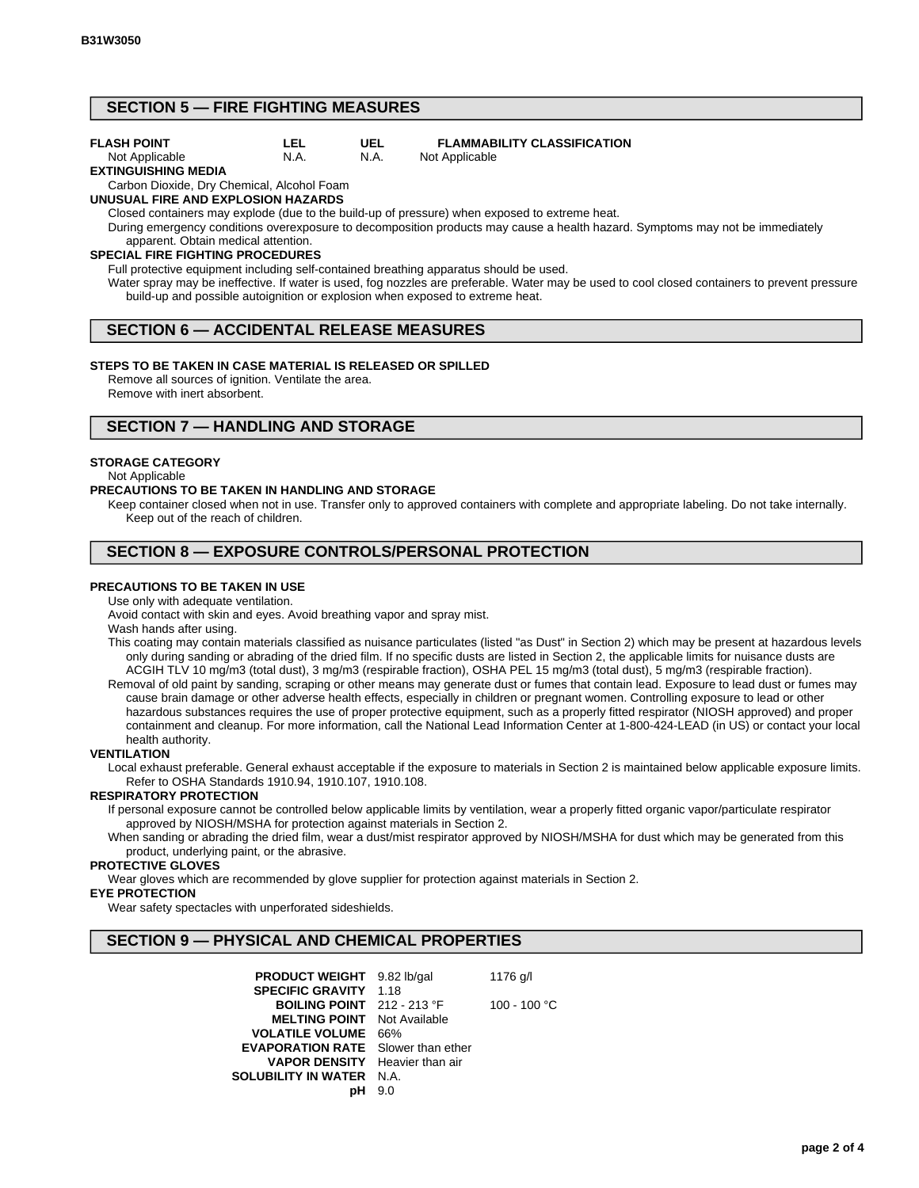## SECTION 5 — FIRE FIGHTING MEASURES

| FLASH POINT | LEL | UEL | FLAMMABILITY CLASSIFICATION |
|---|---|---|---|
| Not Applicable | N.A. | N.A. | Not Applicable |

**EXTINGUISHING MEDIA**

Carbon Dioxide, Dry Chemical, Alcohol Foam

**UNUSUAL FIRE AND EXPLOSION HAZARDS**

Closed containers may explode (due to the build-up of pressure) when exposed to extreme heat.

During emergency conditions overexposure to decomposition products may cause a health hazard. Symptoms may not be immediately apparent. Obtain medical attention.

**SPECIAL FIRE FIGHTING PROCEDURES**

Full protective equipment including self-contained breathing apparatus should be used.

Water spray may be ineffective. If water is used, fog nozzles are preferable. Water may be used to cool closed containers to prevent pressure build-up and possible autoignition or explosion when exposed to extreme heat.

## SECTION 6 — ACCIDENTAL RELEASE MEASURES

**STEPS TO BE TAKEN IN CASE MATERIAL IS RELEASED OR SPILLED**

Remove all sources of ignition. Ventilate the area.

Remove with inert absorbent.

## SECTION 7 — HANDLING AND STORAGE

**STORAGE CATEGORY**

Not Applicable

**PRECAUTIONS TO BE TAKEN IN HANDLING AND STORAGE**

Keep container closed when not in use. Transfer only to approved containers with complete and appropriate labeling. Do not take internally. Keep out of the reach of children.

## SECTION 8 — EXPOSURE CONTROLS/PERSONAL PROTECTION

**PRECAUTIONS TO BE TAKEN IN USE**

Use only with adequate ventilation.

Avoid contact with skin and eyes. Avoid breathing vapor and spray mist.

Wash hands after using.

This coating may contain materials classified as nuisance particulates (listed "as Dust" in Section 2) which may be present at hazardous levels only during sanding or abrading of the dried film. If no specific dusts are listed in Section 2, the applicable limits for nuisance dusts are ACGIH TLV 10 mg/m3 (total dust), 3 mg/m3 (respirable fraction), OSHA PEL 15 mg/m3 (total dust), 5 mg/m3 (respirable fraction).

Removal of old paint by sanding, scraping or other means may generate dust or fumes that contain lead. Exposure to lead dust or fumes may cause brain damage or other adverse health effects, especially in children or pregnant women. Controlling exposure to lead or other hazardous substances requires the use of proper protective equipment, such as a properly fitted respirator (NIOSH approved) and proper containment and cleanup. For more information, call the National Lead Information Center at 1-800-424-LEAD (in US) or contact your local health authority.

**VENTILATION**

Local exhaust preferable. General exhaust acceptable if the exposure to materials in Section 2 is maintained below applicable exposure limits. Refer to OSHA Standards 1910.94, 1910.107, 1910.108.

**RESPIRATORY PROTECTION**

If personal exposure cannot be controlled below applicable limits by ventilation, wear a properly fitted organic vapor/particulate respirator approved by NIOSH/MSHA for protection against materials in Section 2.

When sanding or abrading the dried film, wear a dust/mist respirator approved by NIOSH/MSHA for dust which may be generated from this product, underlying paint, or the abrasive.

**PROTECTIVE GLOVES**

Wear gloves which are recommended by glove supplier for protection against materials in Section 2.

**EYE PROTECTION**

Wear safety spectacles with unperforated sideshields.

## SECTION 9 — PHYSICAL AND CHEMICAL PROPERTIES

| | | |
|---|---|---|
| **PRODUCT WEIGHT** | 9.82 lb/gal | 1176 g/l |
| **SPECIFIC GRAVITY** | 1.18 | |
| **BOILING POINT** | 212 - 213 °F | 100 - 100 °C |
| **MELTING POINT** | Not Available | |
| **VOLATILE VOLUME** | 66% | |
| **EVAPORATION RATE** | Slower than ether | |
| **VAPOR DENSITY** | Heavier than air | |
| **SOLUBILITY IN WATER** | N.A. | |
| **pH** | 9.0 | |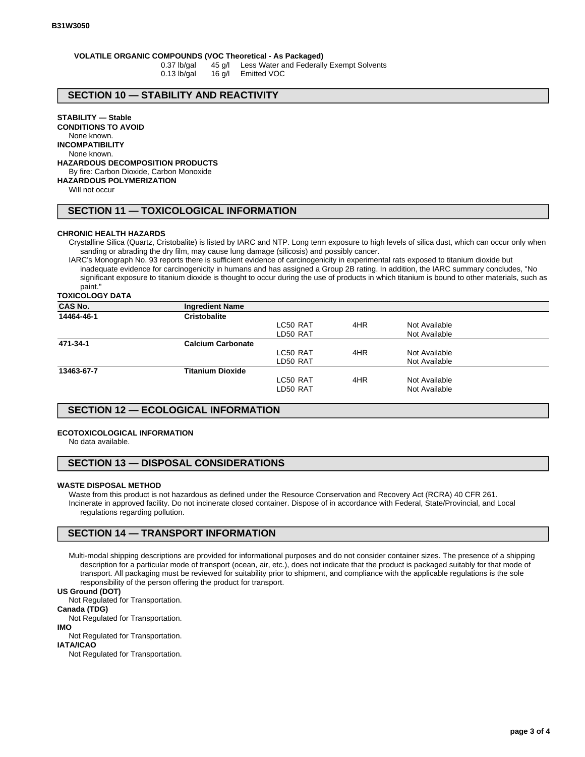**VOLATILE ORGANIC COMPOUNDS (VOC Theoretical - As Packaged)**

| | | |
|---|---|---|
| 0.37 lb/gal | 45 g/l | Less Water and Federally Exempt Solvents |
| 0.13 lb/gal | 16 g/l | Emitted VOC |

## SECTION 10 — STABILITY AND REACTIVITY

**STABILITY — Stable**

**CONDITIONS TO AVOID**

None known.

**INCOMPATIBILITY**

None known.

**HAZARDOUS DECOMPOSITION PRODUCTS**

By fire: Carbon Dioxide, Carbon Monoxide

**HAZARDOUS POLYMERIZATION**

Will not occur

## SECTION 11 — TOXICOLOGICAL INFORMATION

**CHRONIC HEALTH HAZARDS**

Crystalline Silica (Quartz, Cristobalite) is listed by IARC and NTP. Long term exposure to high levels of silica dust, which can occur only when sanding or abrading the dry film, may cause lung damage (silicosis) and possibly cancer.

IARC's Monograph No. 93 reports there is sufficient evidence of carcinogenicity in experimental rats exposed to titanium dioxide but inadequate evidence for carcinogenicity in humans and has assigned a Group 2B rating. In addition, the IARC summary concludes, "No significant exposure to titanium dioxide is thought to occur during the use of products in which titanium is bound to other materials, such as paint."

**TOXICOLOGY DATA**

| CAS No. | Ingredient Name | | | |
|---|---|---|---|---|
| **14464-46-1** | **Cristobalite** | | | |
| | | LC50 RAT | 4HR | Not Available |
| | | LD50 RAT | | Not Available |
| **471-34-1** | **Calcium Carbonate** | | | |
| | | LC50 RAT | 4HR | Not Available |
| | | LD50 RAT | | Not Available |
| **13463-67-7** | **Titanium Dioxide** | | | |
| | | LC50 RAT | 4HR | Not Available |
| | | LD50 RAT | | Not Available |

## SECTION 12 — ECOLOGICAL INFORMATION

**ECOTOXICOLOGICAL INFORMATION**

No data available.

## SECTION 13 — DISPOSAL CONSIDERATIONS

**WASTE DISPOSAL METHOD**

Waste from this product is not hazardous as defined under the Resource Conservation and Recovery Act (RCRA) 40 CFR 261.

Incinerate in approved facility. Do not incinerate closed container. Dispose of in accordance with Federal, State/Provincial, and Local regulations regarding pollution.

## SECTION 14 — TRANSPORT INFORMATION

Multi-modal shipping descriptions are provided for informational purposes and do not consider container sizes. The presence of a shipping description for a particular mode of transport (ocean, air, etc.), does not indicate that the product is packaged suitably for that mode of transport. All packaging must be reviewed for suitability prior to shipment, and compliance with the applicable regulations is the sole responsibility of the person offering the product for transport.

**US Ground (DOT)**

Not Regulated for Transportation.

**Canada (TDG)**

Not Regulated for Transportation.

**IMO**

Not Regulated for Transportation.

**IATA/ICAO**

Not Regulated for Transportation.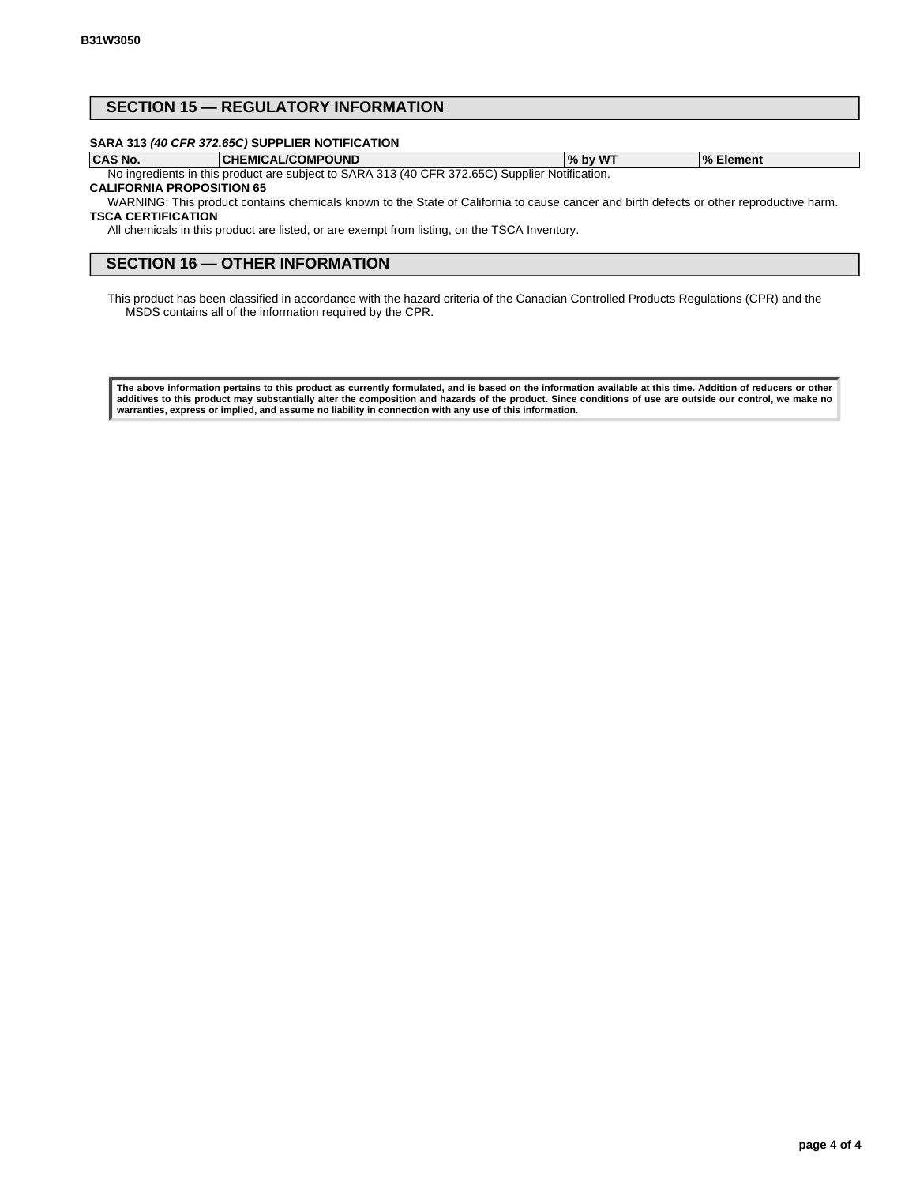## SECTION 15 — REGULATORY INFORMATION

**SARA 313 *(40 CFR 372.65C)* SUPPLIER NOTIFICATION**

| CAS No. | CHEMICAL/COMPOUND | % by WT | % Element |
|---|---|---|---|

No ingredients in this product are subject to SARA 313 (40 CFR 372.65C) Supplier Notification.

**CALIFORNIA PROPOSITION 65**

WARNING: This product contains chemicals known to the State of California to cause cancer and birth defects or other reproductive harm.

**TSCA CERTIFICATION**

All chemicals in this product are listed, or are exempt from listing, on the TSCA Inventory.

## SECTION 16 — OTHER INFORMATION

This product has been classified in accordance with the hazard criteria of the Canadian Controlled Products Regulations (CPR) and the MSDS contains all of the information required by the CPR.

**The above information pertains to this product as currently formulated, and is based on the information available at this time. Addition of reducers or other additives to this product may substantially alter the composition and hazards of the product. Since conditions of use are outside our control, we make no warranties, express or implied, and assume no liability in connection with any use of this information.**